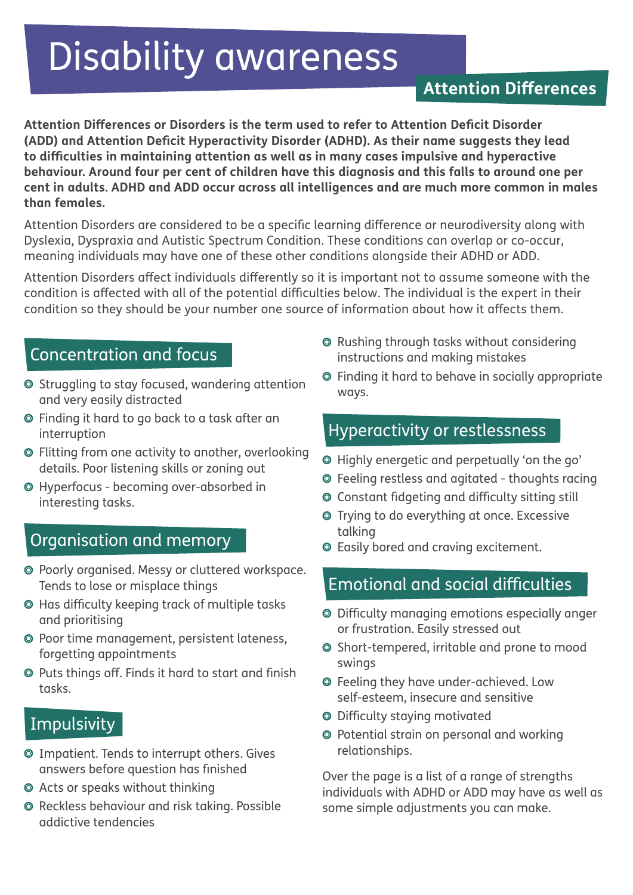# Disability awareness

## Attention Differences

**Attention Differences or Disorders is the term used to refer to Attention Deficit Disorder (ADD) and Attention Deficit Hyperactivity Disorder (ADHD). As their name suggests they lead to difficulties in maintaining attention as well as in many cases impulsive and hyperactive behaviour. Around four per cent of children have this diagnosis and this falls to around one per cent in adults. ADHD and ADD occur across all intelligences and are much more common in males than females.**

Attention Disorders are considered to be a specific learning difference or neurodiversity along with Dyslexia, Dyspraxia and Autistic Spectrum Condition. These conditions can overlap or co-occur, meaning individuals may have one of these other conditions alongside their ADHD or ADD.

Attention Disorders affect individuals differently so it is important not to assume someone with the condition is affected with all of the potential difficulties below. The individual is the expert in their condition so they should be your number one source of information about how it affects them.

### Concentration and focus

- Struggling to stay focused, wandering attention and very easily distracted
- Finding it hard to go back to a task after an interruption
- Flitting from one activity to another, overlooking details. Poor listening skills or zoning out
- Hyperfocus - becoming over-absorbed in interesting tasks.

### Organisation and memory

- Poorly organised. Messy or cluttered workspace. Tends to lose or misplace things
- Has difficulty keeping track of multiple tasks and prioritising
- Poor time management, persistent lateness, forgetting appointments
- Puts things off. Finds it hard to start and finish tasks.

### Impulsivity

- Impatient. Tends to interrupt others. Gives answers before question has finished
- Acts or speaks without thinking
- Reckless behaviour and risk taking. Possible addictive tendencies
- Rushing through tasks without considering instructions and making mistakes
- Finding it hard to behave in socially appropriate ways.

### Hyperactivity or restlessness

- Highly energetic and perpetually 'on the go'
- Feeling restless and agitated - thoughts racing
- Constant fidgeting and difficulty sitting still
- Trying to do everything at once. Excessive talking
- Easily bored and craving excitement.

### Emotional and social difficulties

- Difficulty managing emotions especially anger or frustration. Easily stressed out
- Short-tempered, irritable and prone to mood swings
- Feeling they have under-achieved. Low self-esteem, insecure and sensitive
- Difficulty staying motivated
- Potential strain on personal and working relationships.

Over the page is a list of a range of strengths individuals with ADHD or ADD may have as well as some simple adjustments you can make.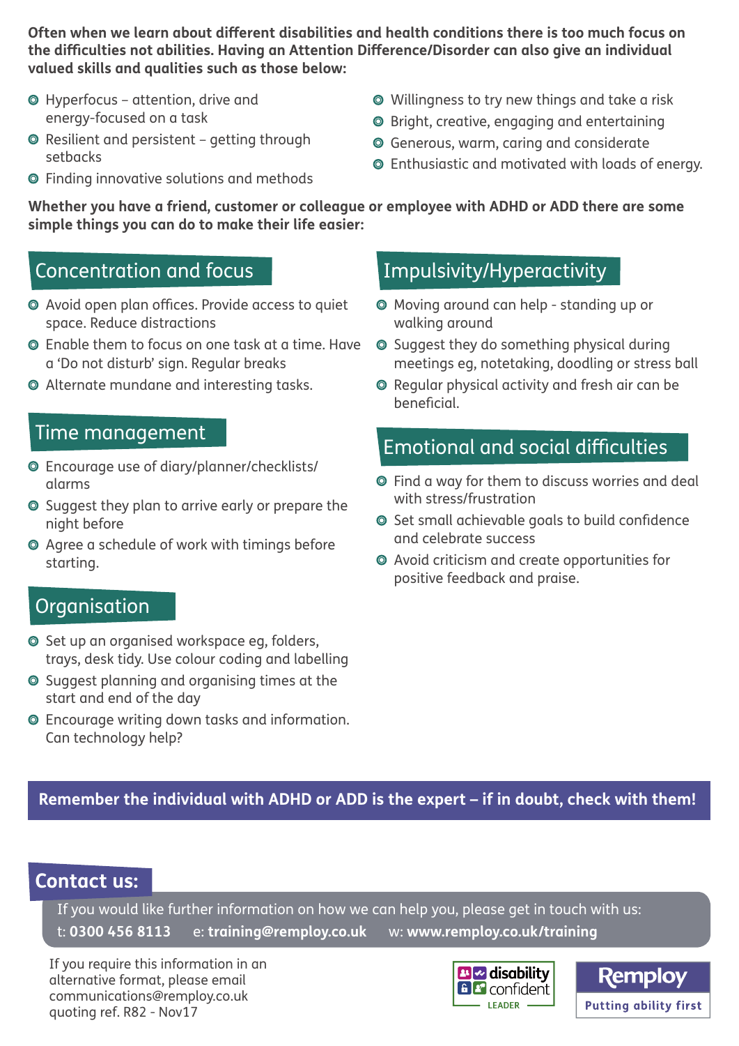**Often when we learn about different disabilities and health conditions there is too much focus on the difficulties not abilities. Having an Attention Difference/Disorder can also give an individual valued skills and qualities such as those below:**

- Hyperfocus – attention, drive and energy-focused on a task
- Resilient and persistent – getting through setbacks
- Finding innovative solutions and methods
- Willingness to try new things and take a risk
- Bright, creative, engaging and entertaining
- Generous, warm, caring and considerate
- Enthusiastic and motivated with loads of energy.

**Whether you have a friend, customer or colleague or employee with ADHD or ADD there are some simple things you can do to make their life easier:**

## Concentration and focus

- Avoid open plan offices. Provide access to quiet space. Reduce distractions
- Enable them to focus on one task at a time. Have a 'Do not disturb' sign. Regular breaks
- Alternate mundane and interesting tasks.

## Time management

- Encourage use of diary/planner/checklists/ alarms
- Suggest they plan to arrive early or prepare the night before
- Agree a schedule of work with timings before starting.

## Organisation

- Set up an organised workspace eg, folders, trays, desk tidy. Use colour coding and labelling
- Suggest planning and organising times at the start and end of the day
- Encourage writing down tasks and information. Can technology help?

## Impulsivity/Hyperactivity

- Moving around can help - standing up or walking around
- Suggest they do something physical during meetings eg, notetaking, doodling or stress ball
- Regular physical activity and fresh air can be beneficial.

## Emotional and social difficulties

- Find a way for them to discuss worries and deal with stress/frustration
- Set small achievable goals to build confidence and celebrate success
- Avoid criticism and create opportunities for positive feedback and praise.

**Remember the individual with ADHD or ADD is the expert – if in doubt, check with them!**

## Contact us:

If you would like further information on how we can help you, please get in touch with us:

t: **0300 456 8113** e: **training@remploy.co.uk** w: **www.remploy.co.uk/training**

If you require this information in an alternative format, please email communications@remploy.co.uk quoting ref. R82 - Nov17

disability confident LEADER

Remploy
Putting ability first